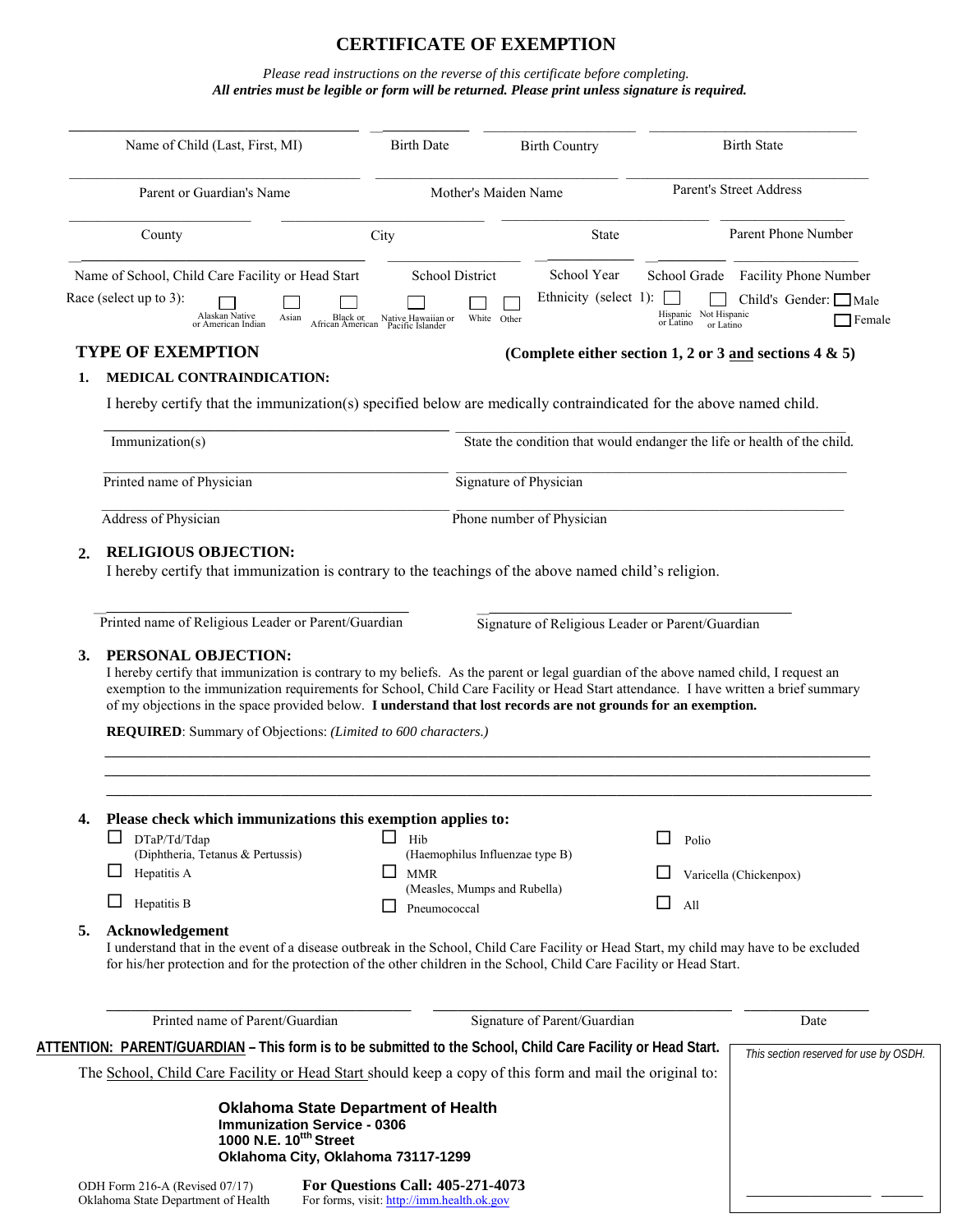# CERTIFICATE OF EXEMPTION

*Please read instructions on the reverse of this certificate before completing.*
***All entries must be legible or form will be returned. Please print unless signature is required.***

| Name of Child (Last, First, MI) | Birth Date | Birth Country | Birth State |
|---|---|---|---|

| Parent or Guardian's Name | Mother's Maiden Name | Parent's Street Address |
|---|---|---|

| County | City | State | Parent Phone Number |
|---|---|---|---|

| Name of School, Child Care Facility or Head Start | School District | School Year | School Grade | Facility Phone Number |
|---|---|---|---|---|

Race (select up to 3): ☐ Alaskan Native or American Indian ☐ Asian ☐ Black or African American ☐ Native Hawaiian or Pacific Islander ☐ White ☐ Other

Ethnicity (select 1): ☐ Hispanic or Latino ☐ Not Hispanic or Latino

Child's Gender: ☐ Male ☐ Female

## TYPE OF EXEMPTION

**(Complete either section 1, 2 or 3 and sections 4 & 5)**

### 1. MEDICAL CONTRAINDICATION:

I hereby certify that the immunization(s) specified below are medically contraindicated for the above named child.

| Immunization(s) | State the condition that would endanger the life or health of the child. |
|---|---|
| Printed name of Physician | Signature of Physician |
| Address of Physician | Phone number of Physician |

### 2. RELIGIOUS OBJECTION:

I hereby certify that immunization is contrary to the teachings of the above named child's religion.

| Printed name of Religious Leader or Parent/Guardian | Signature of Religious Leader or Parent/Guardian |
|---|---|

### 3. PERSONAL OBJECTION:

I hereby certify that immunization is contrary to my beliefs. As the parent or legal guardian of the above named child, I request an exemption to the immunization requirements for School, Child Care Facility or Head Start attendance. I have written a brief summary of my objections in the space provided below. **I understand that lost records are not grounds for an exemption.**

**REQUIRED**: Summary of Objections: *(Limited to 600 characters.)*

___

___

___

### 4. Please check which immunizations this exemption applies to:

- ☐ DTaP/Td/Tdap (Diphtheria, Tetanus & Pertussis)
- ☐ Hepatitis A
- ☐ Hepatitis B
- ☐ Hib (Haemophilus Influenzae type B)
- ☐ MMR (Measles, Mumps and Rubella)
- ☐ Pneumococcal
- ☐ Polio
- ☐ Varicella (Chickenpox)
- ☐ All

### 5. Acknowledgement

I understand that in the event of a disease outbreak in the School, Child Care Facility or Head Start, my child may have to be excluded for his/her protection and for the protection of the other children in the School, Child Care Facility or Head Start.

| Printed name of Parent/Guardian | Signature of Parent/Guardian | Date |
|---|---|---|

**ATTENTION: PARENT/GUARDIAN – This form is to be submitted to the School, Child Care Facility or Head Start.**

The School, Child Care Facility or Head Start should keep a copy of this form and mail the original to:

**Oklahoma State Department of Health**
**Immunization Service - 0306**
**1000 N.E. 10th Street**
**Oklahoma City, Oklahoma 73117-1299**

*This section reserved for use by OSDH.*

ODH Form 216-A (Revised 07/17)
Oklahoma State Department of Health

**For Questions Call: 405-271-4073**
For forms, visit: http://imm.health.ok.gov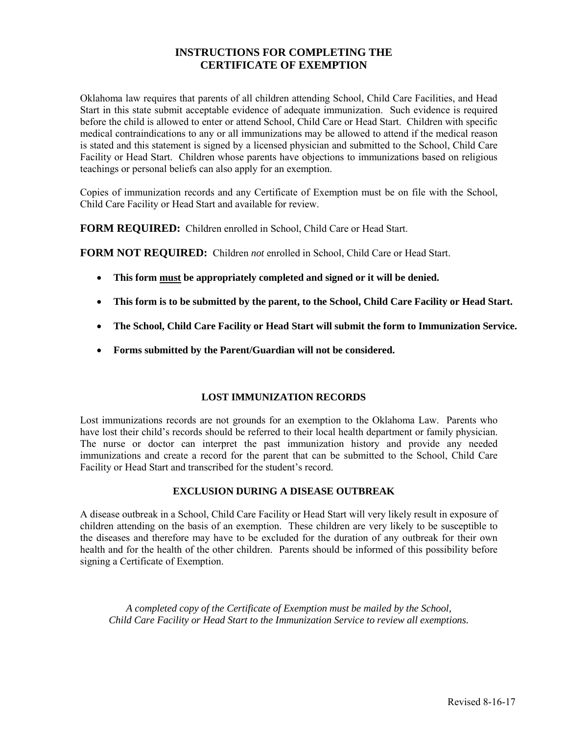# INSTRUCTIONS FOR COMPLETING THE CERTIFICATE OF EXEMPTION

Oklahoma law requires that parents of all children attending School, Child Care Facilities, and Head Start in this state submit acceptable evidence of adequate immunization. Such evidence is required before the child is allowed to enter or attend School, Child Care or Head Start. Children with specific medical contraindications to any or all immunizations may be allowed to attend if the medical reason is stated and this statement is signed by a licensed physician and submitted to the School, Child Care Facility or Head Start. Children whose parents have objections to immunizations based on religious teachings or personal beliefs can also apply for an exemption.

Copies of immunization records and any Certificate of Exemption must be on file with the School, Child Care Facility or Head Start and available for review.

**FORM REQUIRED:** Children enrolled in School, Child Care or Head Start.

**FORM NOT REQUIRED:** Children *not* enrolled in School, Child Care or Head Start.

- **This form <u>must</u> be appropriately completed and signed or it will be denied.**
- **This form is to be submitted by the parent, to the School, Child Care Facility or Head Start.**
- **The School, Child Care Facility or Head Start will submit the form to Immunization Service.**
- **Forms submitted by the Parent/Guardian will not be considered.**

## LOST IMMUNIZATION RECORDS

Lost immunizations records are not grounds for an exemption to the Oklahoma Law. Parents who have lost their child's records should be referred to their local health department or family physician. The nurse or doctor can interpret the past immunization history and provide any needed immunizations and create a record for the parent that can be submitted to the School, Child Care Facility or Head Start and transcribed for the student's record.

## EXCLUSION DURING A DISEASE OUTBREAK

A disease outbreak in a School, Child Care Facility or Head Start will very likely result in exposure of children attending on the basis of an exemption. These children are very likely to be susceptible to the diseases and therefore may have to be excluded for the duration of any outbreak for their own health and for the health of the other children. Parents should be informed of this possibility before signing a Certificate of Exemption.

*A completed copy of the Certificate of Exemption must be mailed by the School, Child Care Facility or Head Start to the Immunization Service to review all exemptions.*

Revised 8-16-17